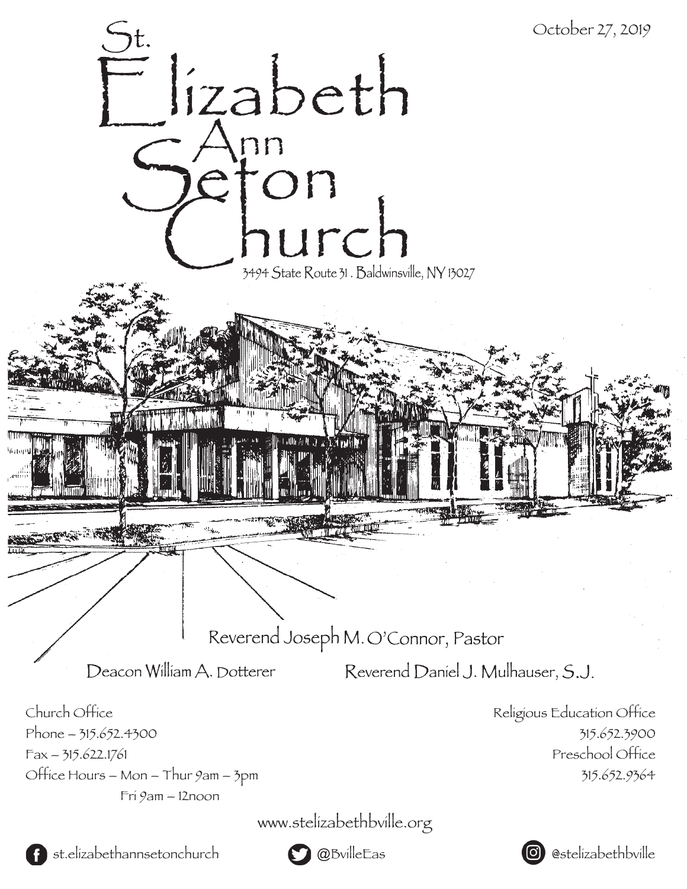October 27, 2019

# St. Elizabeth Ann Seton Church

3494 State Route 31 . Baldwinsville, NY 13027

Reverend Joseph M. O'Connor, Pastor

Deacon William A. Dotterer

Reverend Daniel J. Mulhauser, S.J.

Church Office
Phone – 315.652.4300
Fax – 315.622.1761
Office Hours – Mon – Thur 9am – 3pm
Fri 9am – 12noon

Religious Education Office
315.652.3900
Preschool Office
315.652.9364

www.stelizabethbville.org

st.elizabethannsetonchurch

@BvilleEas

@stelizabethbville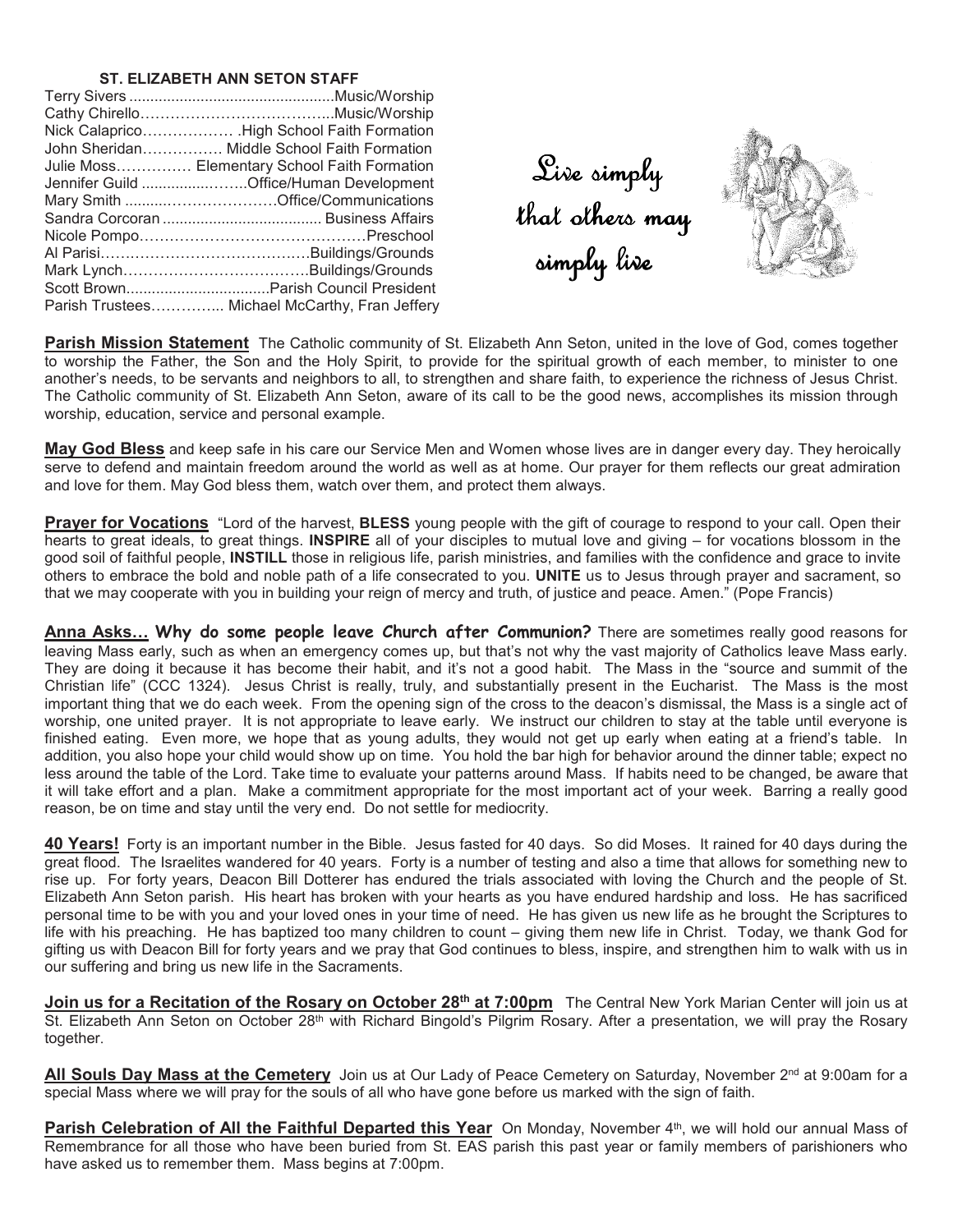**ST. ELIZABETH ANN SETON STAFF**

| | |
|---|---|
| Terry Sivers | Music/Worship |
| Cathy Chirello | Music/Worship |
| Nick Calaprico | High School Faith Formation |
| John Sheridan | Middle School Faith Formation |
| Julie Moss | Elementary School Faith Formation |
| Jennifer Guild | Office/Human Development |
| Mary Smith | Office/Communications |
| Sandra Corcoran | Business Affairs |
| Nicole Pompo | Preschool |
| Al Parisi | Buildings/Grounds |
| Mark Lynch | Buildings/Grounds |
| Scott Brown | Parish Council President |
| Parish Trustees | Michael McCarthy, Fran Jeffery |

*Live simply that others may simply live*

**Parish Mission Statement** The Catholic community of St. Elizabeth Ann Seton, united in the love of God, comes together to worship the Father, the Son and the Holy Spirit, to provide for the spiritual growth of each member, to minister to one another's needs, to be servants and neighbors to all, to strengthen and share faith, to experience the richness of Jesus Christ. The Catholic community of St. Elizabeth Ann Seton, aware of its call to be the good news, accomplishes its mission through worship, education, service and personal example.

**May God Bless** and keep safe in his care our Service Men and Women whose lives are in danger every day. They heroically serve to defend and maintain freedom around the world as well as at home. Our prayer for them reflects our great admiration and love for them. May God bless them, watch over them, and protect them always.

**Prayer for Vocations** "Lord of the harvest, **BLESS** young people with the gift of courage to respond to your call. Open their hearts to great ideals, to great things. **INSPIRE** all of your disciples to mutual love and giving – for vocations blossom in the good soil of faithful people, **INSTILL** those in religious life, parish ministries, and families with the confidence and grace to invite others to embrace the bold and noble path of a life consecrated to you. **UNITE** us to Jesus through prayer and sacrament, so that we may cooperate with you in building your reign of mercy and truth, of justice and peace. Amen." (Pope Francis)

**Anna Asks… Why do some people leave Church after Communion?** There are sometimes really good reasons for leaving Mass early, such as when an emergency comes up, but that's not why the vast majority of Catholics leave Mass early. They are doing it because it has become their habit, and it's not a good habit. The Mass in the "source and summit of the Christian life" (CCC 1324). Jesus Christ is really, truly, and substantially present in the Eucharist. The Mass is the most important thing that we do each week. From the opening sign of the cross to the deacon's dismissal, the Mass is a single act of worship, one united prayer. It is not appropriate to leave early. We instruct our children to stay at the table until everyone is finished eating. Even more, we hope that as young adults, they would not get up early when eating at a friend's table. In addition, you also hope your child would show up on time. You hold the bar high for behavior around the dinner table; expect no less around the table of the Lord. Take time to evaluate your patterns around Mass. If habits need to be changed, be aware that it will take effort and a plan. Make a commitment appropriate for the most important act of your week. Barring a really good reason, be on time and stay until the very end. Do not settle for mediocrity.

**40 Years!** Forty is an important number in the Bible. Jesus fasted for 40 days. So did Moses. It rained for 40 days during the great flood. The Israelites wandered for 40 years. Forty is a number of testing and also a time that allows for something new to rise up. For forty years, Deacon Bill Dotterer has endured the trials associated with loving the Church and the people of St. Elizabeth Ann Seton parish. His heart has broken with your hearts as you have endured hardship and loss. He has sacrificed personal time to be with you and your loved ones in your time of need. He has given us new life as he brought the Scriptures to life with his preaching. He has baptized too many children to count – giving them new life in Christ. Today, we thank God for gifting us with Deacon Bill for forty years and we pray that God continues to bless, inspire, and strengthen him to walk with us in our suffering and bring us new life in the Sacraments.

**Join us for a Recitation of the Rosary on October 28th at 7:00pm** The Central New York Marian Center will join us at St. Elizabeth Ann Seton on October 28th with Richard Bingold's Pilgrim Rosary. After a presentation, we will pray the Rosary together.

**All Souls Day Mass at the Cemetery** Join us at Our Lady of Peace Cemetery on Saturday, November 2nd at 9:00am for a special Mass where we will pray for the souls of all who have gone before us marked with the sign of faith.

**Parish Celebration of All the Faithful Departed this Year** On Monday, November 4th, we will hold our annual Mass of Remembrance for all those who have been buried from St. EAS parish this past year or family members of parishioners who have asked us to remember them. Mass begins at 7:00pm.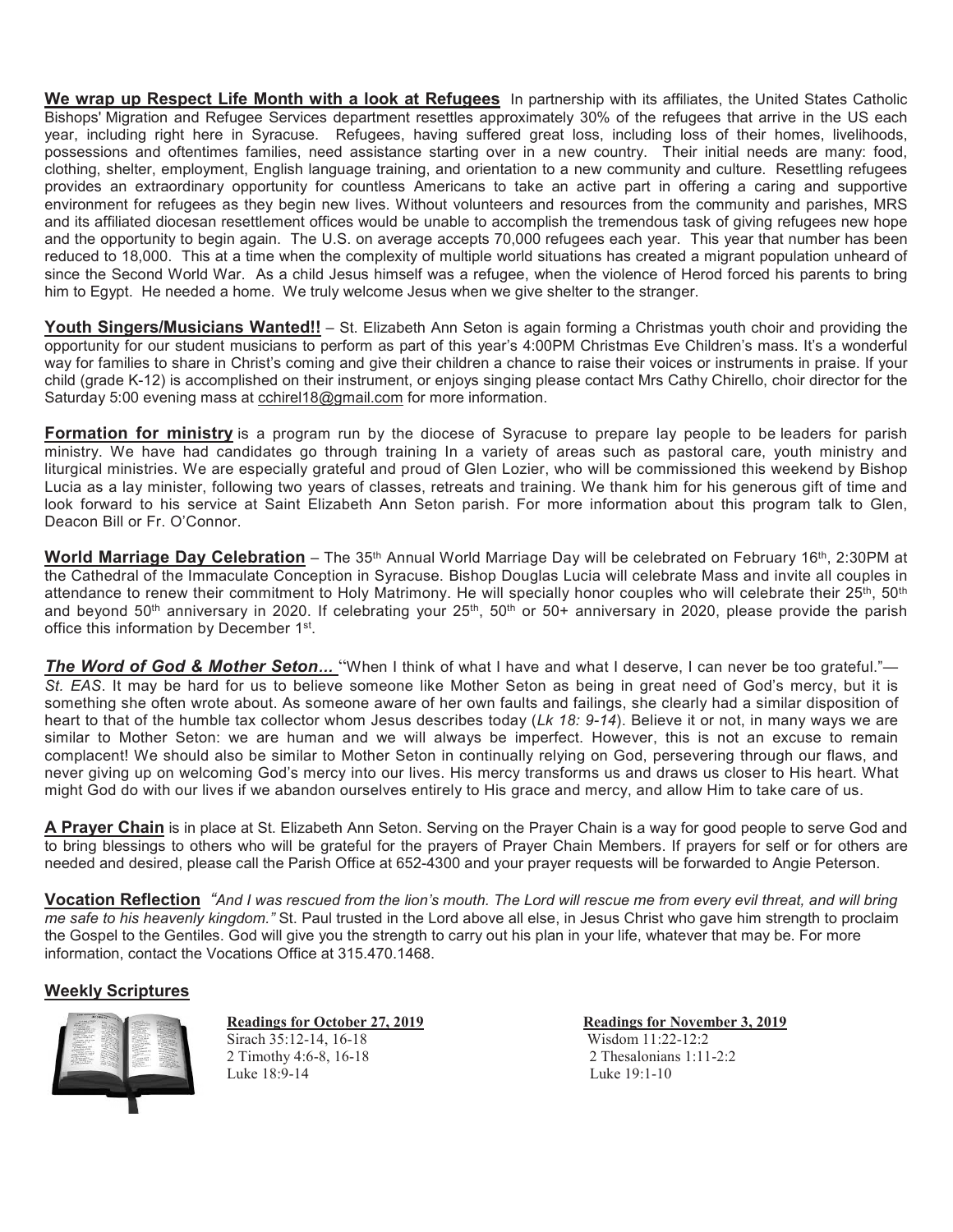**We wrap up Respect Life Month with a look at Refugees** In partnership with its affiliates, the United States Catholic Bishops' Migration and Refugee Services department resettles approximately 30% of the refugees that arrive in the US each year, including right here in Syracuse. Refugees, having suffered great loss, including loss of their homes, livelihoods, possessions and oftentimes families, need assistance starting over in a new country. Their initial needs are many: food, clothing, shelter, employment, English language training, and orientation to a new community and culture. Resettling refugees provides an extraordinary opportunity for countless Americans to take an active part in offering a caring and supportive environment for refugees as they begin new lives. Without volunteers and resources from the community and parishes, MRS and its affiliated diocesan resettlement offices would be unable to accomplish the tremendous task of giving refugees new hope and the opportunity to begin again. The U.S. on average accepts 70,000 refugees each year. This year that number has been reduced to 18,000. This at a time when the complexity of multiple world situations has created a migrant population unheard of since the Second World War. As a child Jesus himself was a refugee, when the violence of Herod forced his parents to bring him to Egypt. He needed a home. We truly welcome Jesus when we give shelter to the stranger.

**Youth Singers/Musicians Wanted!!** – St. Elizabeth Ann Seton is again forming a Christmas youth choir and providing the opportunity for our student musicians to perform as part of this year's 4:00PM Christmas Eve Children's mass. It's a wonderful way for families to share in Christ's coming and give their children a chance to raise their voices or instruments in praise. If your child (grade K-12) is accomplished on their instrument, or enjoys singing please contact Mrs Cathy Chirello, choir director for the Saturday 5:00 evening mass at cchirel18@gmail.com for more information.

**Formation for ministry** is a program run by the diocese of Syracuse to prepare lay people to be leaders for parish ministry. We have had candidates go through training In a variety of areas such as pastoral care, youth ministry and liturgical ministries. We are especially grateful and proud of Glen Lozier, who will be commissioned this weekend by Bishop Lucia as a lay minister, following two years of classes, retreats and training. We thank him for his generous gift of time and look forward to his service at Saint Elizabeth Ann Seton parish. For more information about this program talk to Glen, Deacon Bill or Fr. O'Connor.

**World Marriage Day Celebration** – The 35th Annual World Marriage Day will be celebrated on February 16th, 2:30PM at the Cathedral of the Immaculate Conception in Syracuse. Bishop Douglas Lucia will celebrate Mass and invite all couples in attendance to renew their commitment to Holy Matrimony. He will specially honor couples who will celebrate their 25th, 50th and beyond 50th anniversary in 2020. If celebrating your 25th, 50th or 50+ anniversary in 2020, please provide the parish office this information by December 1st.

***The Word of God & Mother Seton...*** "When I think of what I have and what I deserve, I can never be too grateful."—*St. EAS*. It may be hard for us to believe someone like Mother Seton as being in great need of God's mercy, but it is something she often wrote about. As someone aware of her own faults and failings, she clearly had a similar disposition of heart to that of the humble tax collector whom Jesus describes today (*Lk 18: 9-14*). Believe it or not, in many ways we are similar to Mother Seton: we are human and we will always be imperfect. However, this is not an excuse to remain complacent! We should also be similar to Mother Seton in continually relying on God, persevering through our flaws, and never giving up on welcoming God's mercy into our lives. His mercy transforms us and draws us closer to His heart. What might God do with our lives if we abandon ourselves entirely to His grace and mercy, and allow Him to take care of us.

**A Prayer Chain** is in place at St. Elizabeth Ann Seton. Serving on the Prayer Chain is a way for good people to serve God and to bring blessings to others who will be grateful for the prayers of Prayer Chain Members. If prayers for self or for others are needed and desired, please call the Parish Office at 652-4300 and your prayer requests will be forwarded to Angie Peterson.

**Vocation Reflection** *"And I was rescued from the lion's mouth. The Lord will rescue me from every evil threat, and will bring me safe to his heavenly kingdom."* St. Paul trusted in the Lord above all else, in Jesus Christ who gave him strength to proclaim the Gospel to the Gentiles. God will give you the strength to carry out his plan in your life, whatever that may be. For more information, contact the Vocations Office at 315.470.1468.

**Weekly Scriptures**

**Readings for October 27, 2019**
Sirach 35:12-14, 16-18
2 Timothy 4:6-8, 16-18
Luke 18:9-14

**Readings for November 3, 2019**
Wisdom 11:22-12:2
2 Thesalonians 1:11-2:2
Luke 19:1-10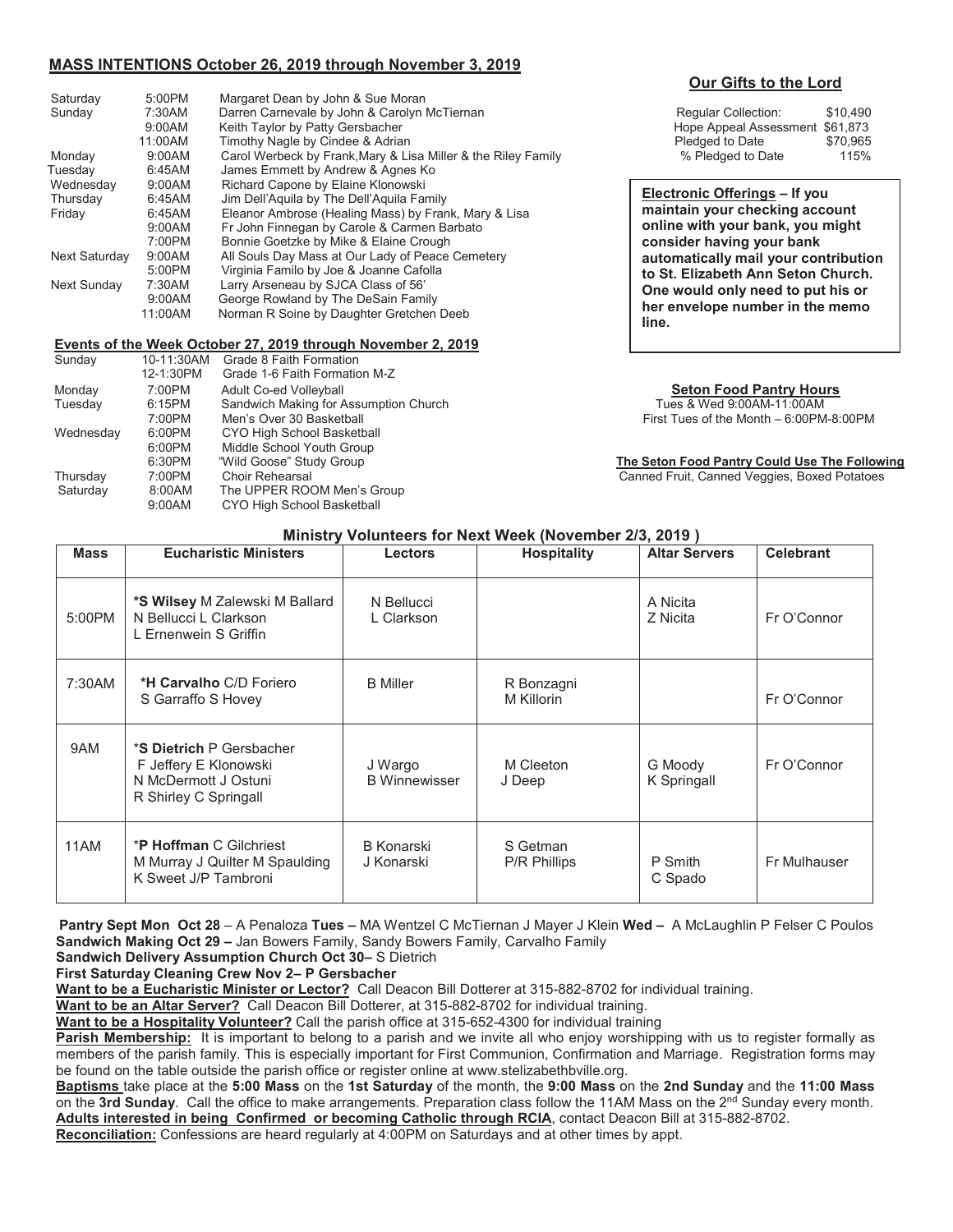## MASS INTENTIONS October 26, 2019 through November 3, 2019

| | | |
|---|---|---|
| Saturday | 5:00PM | Margaret Dean by John & Sue Moran |
| Sunday | 7:30AM | Darren Carnevale by John & Carolyn McTiernan |
| | 9:00AM | Keith Taylor by Patty Gersbacher |
| | 11:00AM | Timothy Nagle by Cindee & Adrian |
| Monday | 9:00AM | Carol Werbeck by Frank,Mary & Lisa Miller & the Riley Family |
| Tuesday | 6:45AM | James Emmett by Andrew & Agnes Ko |
| Wednesday | 9:00AM | Richard Capone by Elaine Klonowski |
| Thursday | 6:45AM | Jim Dell'Aquila by The Dell'Aquila Family |
| Friday | 6:45AM | Eleanor Ambrose (Healing Mass) by Frank, Mary & Lisa |
| | 9:00AM | Fr John Finnegan by Carole & Carmen Barbato |
| | 7:00PM | Bonnie Goetzke by Mike & Elaine Crough |
| Next Saturday | 9:00AM | All Souls Day Mass at Our Lady of Peace Cemetery |
| | 5:00PM | Virginia Familo by Joe & Joanne Cafolla |
| Next Sunday | 7:30AM | Larry Arseneau by SJCA Class of 56' |
| | 9:00AM | George Rowland by The DeSain Family |
| | 11:00AM | Norman R Soine by Daughter Gretchen Deeb |

## Events of the Week October 27, 2019 through November 2, 2019

| | | |
|---|---|---|
| Sunday | 10-11:30AM | Grade 8 Faith Formation |
| | 12-1:30PM | Grade 1-6 Faith Formation M-Z |
| Monday | 7:00PM | Adult Co-ed Volleyball |
| Tuesday | 6:15PM | Sandwich Making for Assumption Church |
| | 7:00PM | Men's Over 30 Basketball |
| Wednesday | 6:00PM | CYO High School Basketball |
| | 6:00PM | Middle School Youth Group |
| | 6:30PM | "Wild Goose" Study Group |
| Thursday | 7:00PM | Choir Rehearsal |
| Saturday | 8:00AM | The UPPER ROOM Men's Group |
| | 9:00AM | CYO High School Basketball |

## Our Gifts to the Lord

| | |
|---|---|
| Regular Collection: | $10,490 |
| Hope Appeal Assessment | $61,873 |
| Pledged to Date | $70,965 |
| % Pledged to Date | 115% |

**Electronic Offerings – If you maintain your checking account online with your bank, you might consider having your bank automatically mail your contribution to St. Elizabeth Ann Seton Church. One would only need to put his or her envelope number in the memo line.**

**Seton Food Pantry Hours**
Tues & Wed 9:00AM-11:00AM
First Tues of the Month – 6:00PM-8:00PM

**The Seton Food Pantry Could Use The Following**
Canned Fruit, Canned Veggies, Boxed Potatoes

## Ministry Volunteers for Next Week (November 2/3, 2019 )

| Mass | Eucharistic Ministers | Lectors | Hospitality | Altar Servers | Celebrant |
|---|---|---|---|---|---|
| 5:00PM | **\*S Wilsey** M Zalewski M Ballard N Bellucci L Clarkson L Ernenwein S Griffin | N Bellucci L Clarkson | | A Nicita Z Nicita | Fr O'Connor |
| 7:30AM | **\*H Carvalho** C/D Foriero S Garraffo S Hovey | B Miller | R Bonzagni M Killorin | | Fr O'Connor |
| 9AM | \***S Dietrich** P Gersbacher F Jeffery E Klonowski N McDermott J Ostuni R Shirley C Springall | J Wargo B Winnewisser | M Cleeton J Deep | G Moody K Springall | Fr O'Connor |
| 11AM | \***P Hoffman** C Gilchriest M Murray J Quilter M Spaulding K Sweet J/P Tambroni | B Konarski J Konarski | S Getman P/R Phillips | P Smith C Spado | Fr Mulhauser |

**Pantry Sept Mon Oct 28** – A Penaloza **Tues –** MA Wentzel C McTiernan J Mayer J Klein **Wed –** A McLaughlin P Felser C Poulos
**Sandwich Making Oct 29 –** Jan Bowers Family, Sandy Bowers Family, Carvalho Family
**Sandwich Delivery Assumption Church Oct 30–** S Dietrich
**First Saturday Cleaning Crew Nov 2– P Gersbacher**
**Want to be a Eucharistic Minister or Lector?** Call Deacon Bill Dotterer at 315-882-8702 for individual training.
**Want to be an Altar Server?** Call Deacon Bill Dotterer, at 315-882-8702 for individual training.
**Want to be a Hospitality Volunteer?** Call the parish office at 315-652-4300 for individual training
**Parish Membership:** It is important to belong to a parish and we invite all who enjoy worshipping with us to register formally as members of the parish family. This is especially important for First Communion, Confirmation and Marriage. Registration forms may be found on the table outside the parish office or register online at www.stelizabethbville.org.
**Baptisms** take place at the **5:00 Mass** on the **1st Saturday** of the month, the **9:00 Mass** on the **2nd Sunday** and the **11:00 Mass** on the **3rd Sunday**. Call the office to make arrangements. Preparation class follow the 11AM Mass on the 2nd Sunday every month.
**Adults interested in being Confirmed or becoming Catholic through RCIA**, contact Deacon Bill at 315-882-8702.
**Reconciliation:** Confessions are heard regularly at 4:00PM on Saturdays and at other times by appt.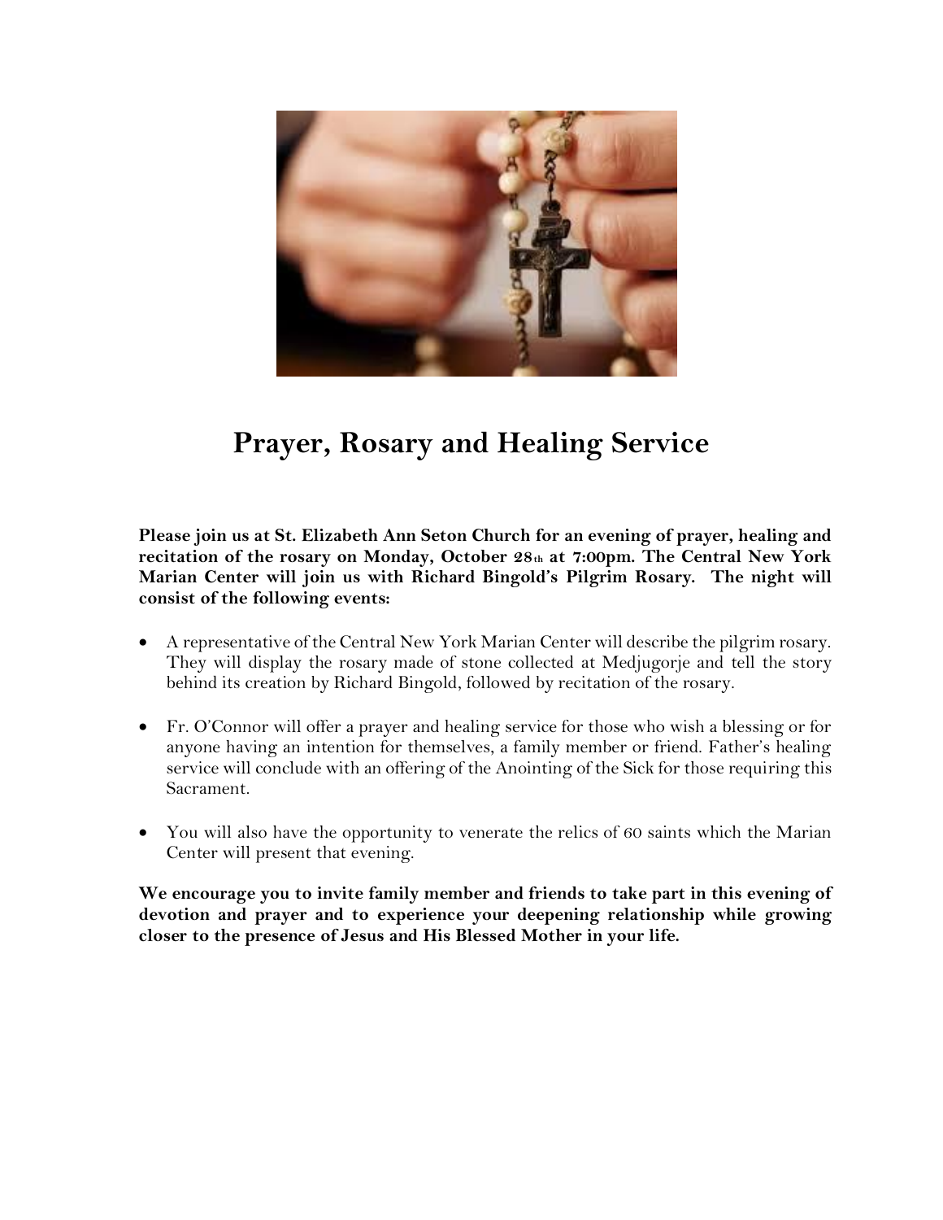# Prayer, Rosary and Healing Service

**Please join us at St. Elizabeth Ann Seton Church for an evening of prayer, healing and recitation of the rosary on Monday, October 28th at 7:00pm. The Central New York Marian Center will join us with Richard Bingold's Pilgrim Rosary. The night will consist of the following events:**

- A representative of the Central New York Marian Center will describe the pilgrim rosary. They will display the rosary made of stone collected at Medjugorje and tell the story behind its creation by Richard Bingold, followed by recitation of the rosary.

- Fr. O'Connor will offer a prayer and healing service for those who wish a blessing or for anyone having an intention for themselves, a family member or friend. Father's healing service will conclude with an offering of the Anointing of the Sick for those requiring this Sacrament.

- You will also have the opportunity to venerate the relics of 60 saints which the Marian Center will present that evening.

**We encourage you to invite family member and friends to take part in this evening of devotion and prayer and to experience your deepening relationship while growing closer to the presence of Jesus and His Blessed Mother in your life.**